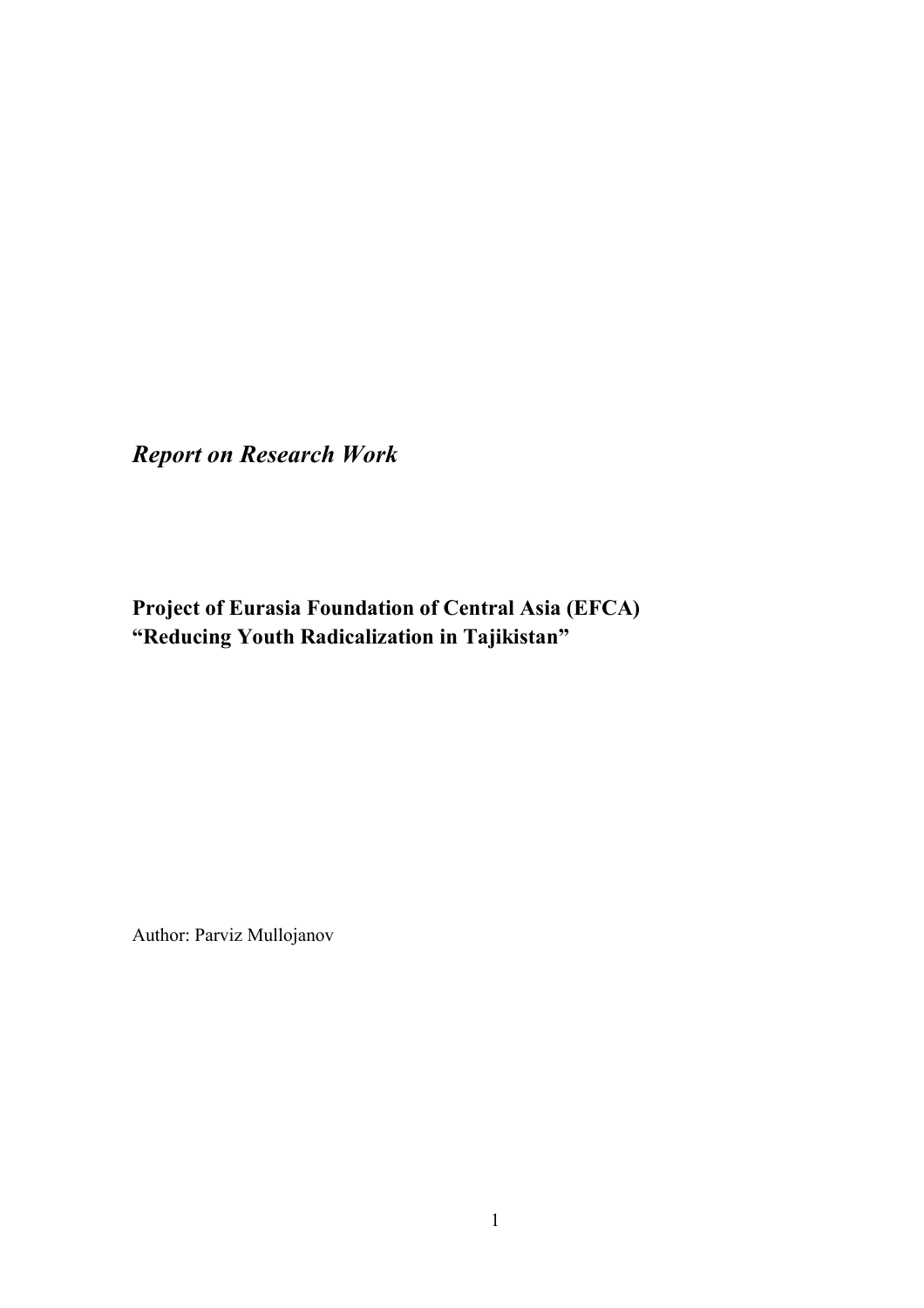*Report on Research Work*

**Project of Eurasia Foundation of Central Asia (EFCA)**
**“Reducing Youth Radicalization in Tajikistan”**

Author: Parviz Mullojanov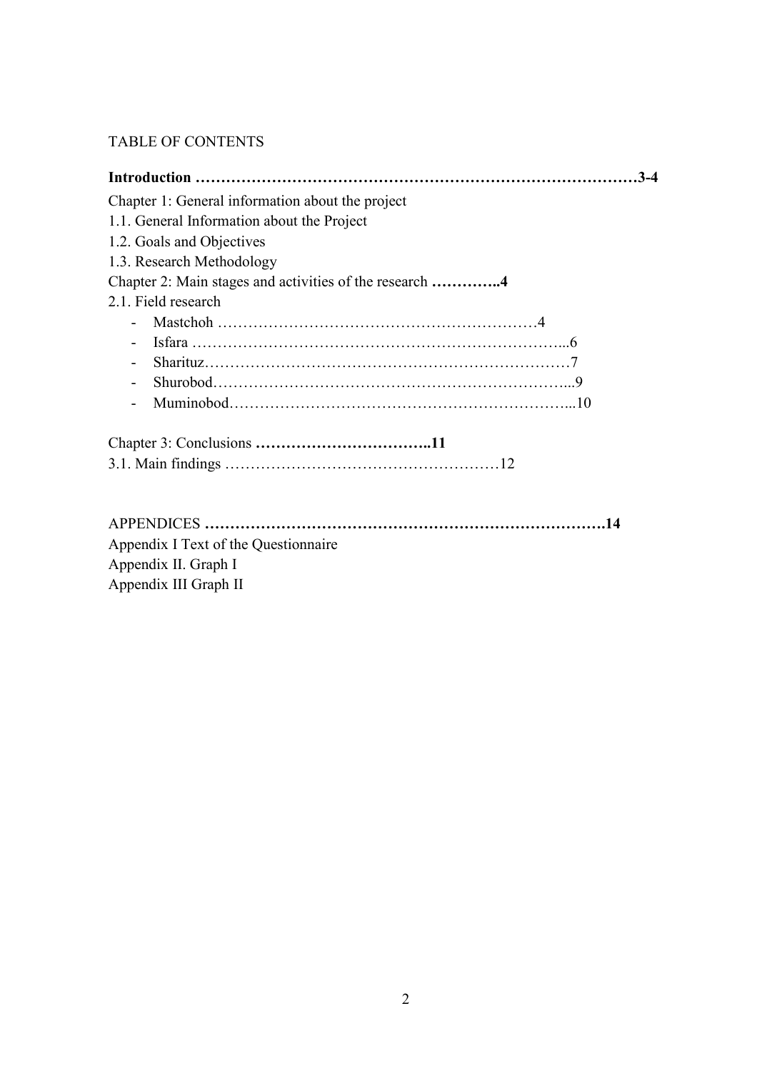TABLE OF CONTENTS

**Introduction …………………………………………………………………………….3-4**

Chapter 1: General information about the project

1.1. General Information about the Project

1.2. Goals and Objectives

1.3. Research Methodology

Chapter 2: Main stages and activities of the research **…………..4**

2.1. Field research

- Mastchoh ……………………………………………………4
- Isfara ………………………………………………………………...6
- Sharituz……………………………………………………………7
- Shurobod…………………………………………………………...9
- Muminobod…………………………………………………………...10

Chapter 3: Conclusions **……………………………..11**

3.1. Main findings ………………………………………………12

APPENDICES **…………………………………………………………………….14**

Appendix I Text of the Questionnaire

Appendix II. Graph I

Appendix III Graph II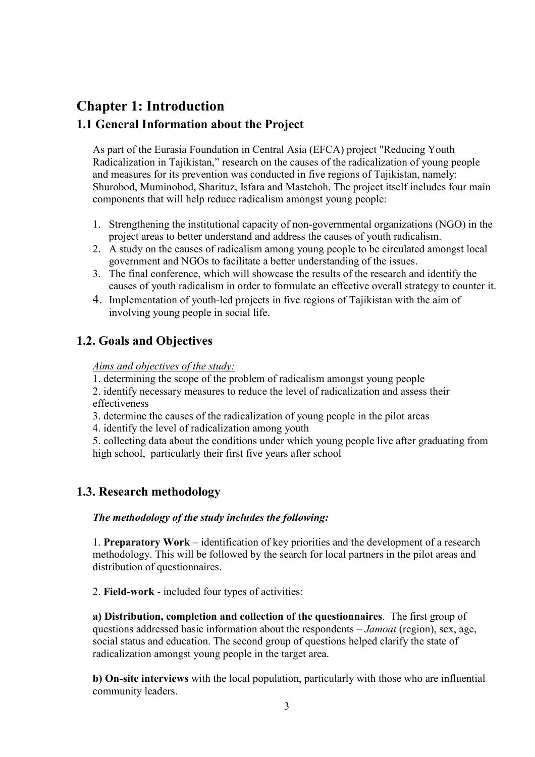# Chapter 1: Introduction

## 1.1 General Information about the Project

As part of the Eurasia Foundation in Central Asia (EFCA) project "Reducing Youth Radicalization in Tajikistan," research on the causes of the radicalization of young people and measures for its prevention was conducted in five regions of Tajikistan, namely: Shurobod, Muminobod, Sharituz, Isfara and Mastchoh. The project itself includes four main components that will help reduce radicalism amongst young people:

1. Strengthening the institutional capacity of non-governmental organizations (NGO) in the project areas to better understand and address the causes of youth radicalism.
2. A study on the causes of radicalism among young people to be circulated amongst local government and NGOs to facilitate a better understanding of the issues.
3. The final conference, which will showcase the results of the research and identify the causes of youth radicalism in order to formulate an effective overall strategy to counter it.
4. Implementation of youth-led projects in five regions of Tajikistan with the aim of involving young people in social life.

## 1.2. Goals and Objectives

*Aims and objectives of the study:*

1. determining the scope of the problem of radicalism amongst young people
2. identify necessary measures to reduce the level of radicalization and assess their effectiveness
3. determine the causes of the radicalization of young people in the pilot areas
4. identify the level of radicalization among youth
5. collecting data about the conditions under which young people live after graduating from high school, particularly their first five years after school

## 1.3. Research methodology

***The methodology of the study includes the following:***

1. **Preparatory Work** – identification of key priorities and the development of a research methodology. This will be followed by the search for local partners in the pilot areas and distribution of questionnaires.

2. **Field-work** - included four types of activities:

**a) Distribution, completion and collection of the questionnaires**. The first group of questions addressed basic information about the respondents – *Jamoat* (region), sex, age, social status and education. The second group of questions helped clarify the state of radicalization amongst young people in the target area.

**b) On-site interviews** with the local population, particularly with those who are influential community leaders.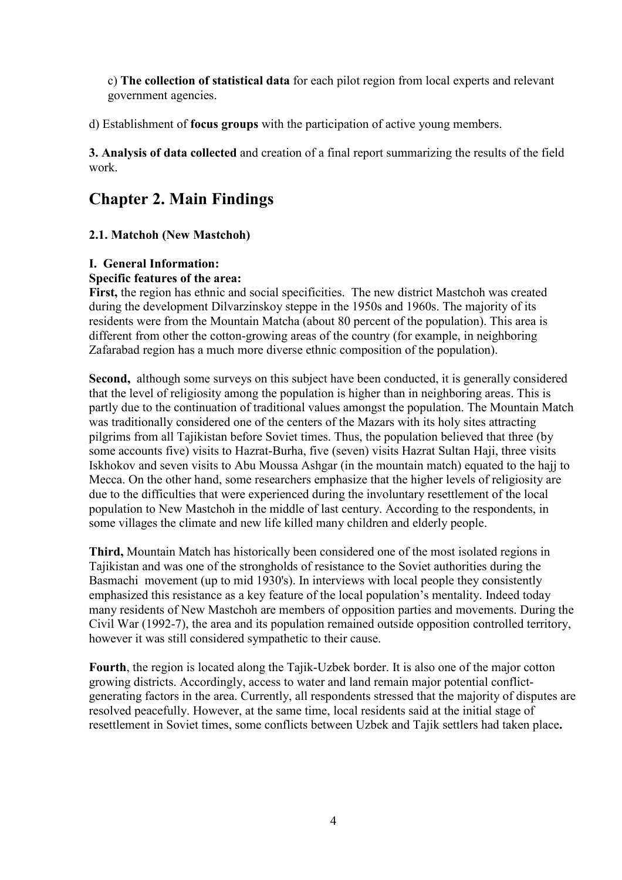c) **The collection of statistical data** for each pilot region from local experts and relevant government agencies.

d) Establishment of **focus groups** with the participation of active young members.

**3. Analysis of data collected** and creation of a final report summarizing the results of the field work.

# Chapter 2. Main Findings

### 2.1. Matchoh (New Mastchoh)

**I. General Information:**

**Specific features of the area:**

**First,** the region has ethnic and social specificities. The new district Mastchoh was created during the development Dilvarzinskoy steppe in the 1950s and 1960s. The majority of its residents were from the Mountain Matcha (about 80 percent of the population). This area is different from other the cotton-growing areas of the country (for example, in neighboring Zafarabad region has a much more diverse ethnic composition of the population).

**Second,** although some surveys on this subject have been conducted, it is generally considered that the level of religiosity among the population is higher than in neighboring areas. This is partly due to the continuation of traditional values amongst the population. The Mountain Match was traditionally considered one of the centers of the Mazars with its holy sites attracting pilgrims from all Tajikistan before Soviet times. Thus, the population believed that three (by some accounts five) visits to Hazrat-Burha, five (seven) visits Hazrat Sultan Haji, three visits Iskhokov and seven visits to Abu Moussa Ashgar (in the mountain match) equated to the hajj to Mecca. On the other hand, some researchers emphasize that the higher levels of religiosity are due to the difficulties that were experienced during the involuntary resettlement of the local population to New Mastchoh in the middle of last century. According to the respondents, in some villages the climate and new life killed many children and elderly people.

**Third,** Mountain Match has historically been considered one of the most isolated regions in Tajikistan and was one of the strongholds of resistance to the Soviet authorities during the Basmachi movement (up to mid 1930's). In interviews with local people they consistently emphasized this resistance as a key feature of the local population's mentality. Indeed today many residents of New Mastchoh are members of opposition parties and movements. During the Civil War (1992-7), the area and its population remained outside opposition controlled territory, however it was still considered sympathetic to their cause.

**Fourth**, the region is located along the Tajik-Uzbek border. It is also one of the major cotton growing districts. Accordingly, access to water and land remain major potential conflict-generating factors in the area. Currently, all respondents stressed that the majority of disputes are resolved peacefully. However, at the same time, local residents said at the initial stage of resettlement in Soviet times, some conflicts between Uzbek and Tajik settlers had taken place**.**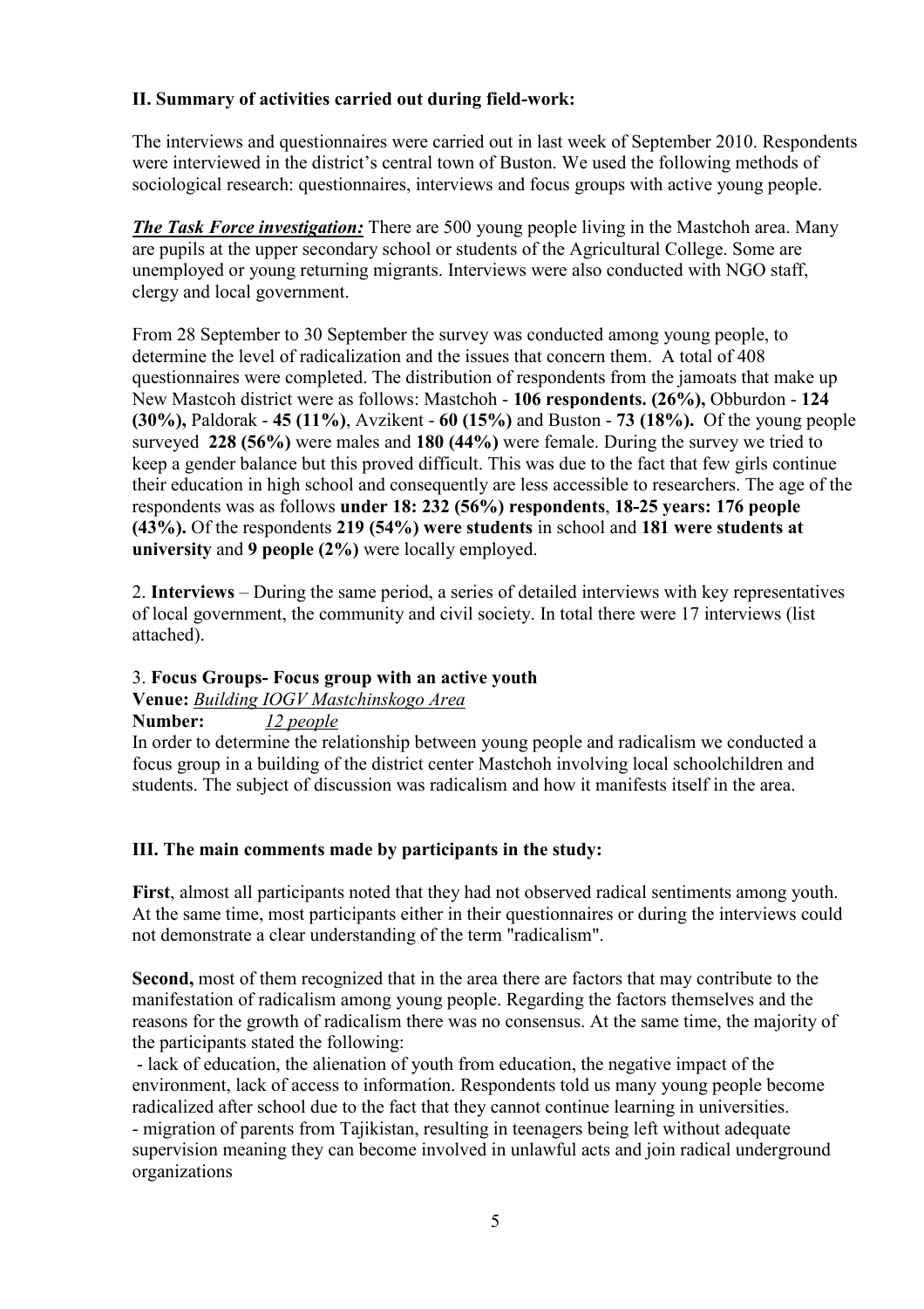## II. Summary of activities carried out during field-work:

The interviews and questionnaires were carried out in last week of September 2010. Respondents were interviewed in the district's central town of Buston. We used the following methods of sociological research: questionnaires, interviews and focus groups with active young people.

***The Task Force investigation:*** There are 500 young people living in the Mastchoh area. Many are pupils at the upper secondary school or students of the Agricultural College. Some are unemployed or young returning migrants. Interviews were also conducted with NGO staff, clergy and local government.

From 28 September to 30 September the survey was conducted among young people, to determine the level of radicalization and the issues that concern them. A total of 408 questionnaires were completed. The distribution of respondents from the jamoats that make up New Mastcoh district were as follows: Mastchoh - **106 respondents. (26%),** Obburdon - **124 (30%),** Paldorak - **45 (11%)**, Avzikent - **60 (15%)** and Buston - **73 (18%).** Of the young people surveyed **228 (56%)** were males and **180 (44%)** were female. During the survey we tried to keep a gender balance but this proved difficult. This was due to the fact that few girls continue their education in high school and consequently are less accessible to researchers. The age of the respondents was as follows **under 18: 232 (56%) respondents**, **18-25 years: 176 people (43%).** Of the respondents **219 (54%) were students** in school and **181 were students at university** and **9 people (2%)** were locally employed.

2. **Interviews** – During the same period, a series of detailed interviews with key representatives of local government, the community and civil society. In total there were 17 interviews (list attached).

3. **Focus Groups- Focus group with an active youth**

**Venue:** *Building IOGV Mastchinskogo Area*

**Number:** *12 people*

In order to determine the relationship between young people and radicalism we conducted a focus group in a building of the district center Mastchoh involving local schoolchildren and students. The subject of discussion was radicalism and how it manifests itself in the area.

## III. The main comments made by participants in the study:

**First**, almost all participants noted that they had not observed radical sentiments among youth. At the same time, most participants either in their questionnaires or during the interviews could not demonstrate a clear understanding of the term "radicalism".

**Second,** most of them recognized that in the area there are factors that may contribute to the manifestation of radicalism among young people. Regarding the factors themselves and the reasons for the growth of radicalism there was no consensus. At the same time, the majority of the participants stated the following:

- lack of education, the alienation of youth from education, the negative impact of the environment, lack of access to information. Respondents told us many young people become radicalized after school due to the fact that they cannot continue learning in universities.
- migration of parents from Tajikistan, resulting in teenagers being left without adequate supervision meaning they can become involved in unlawful acts and join radical underground organizations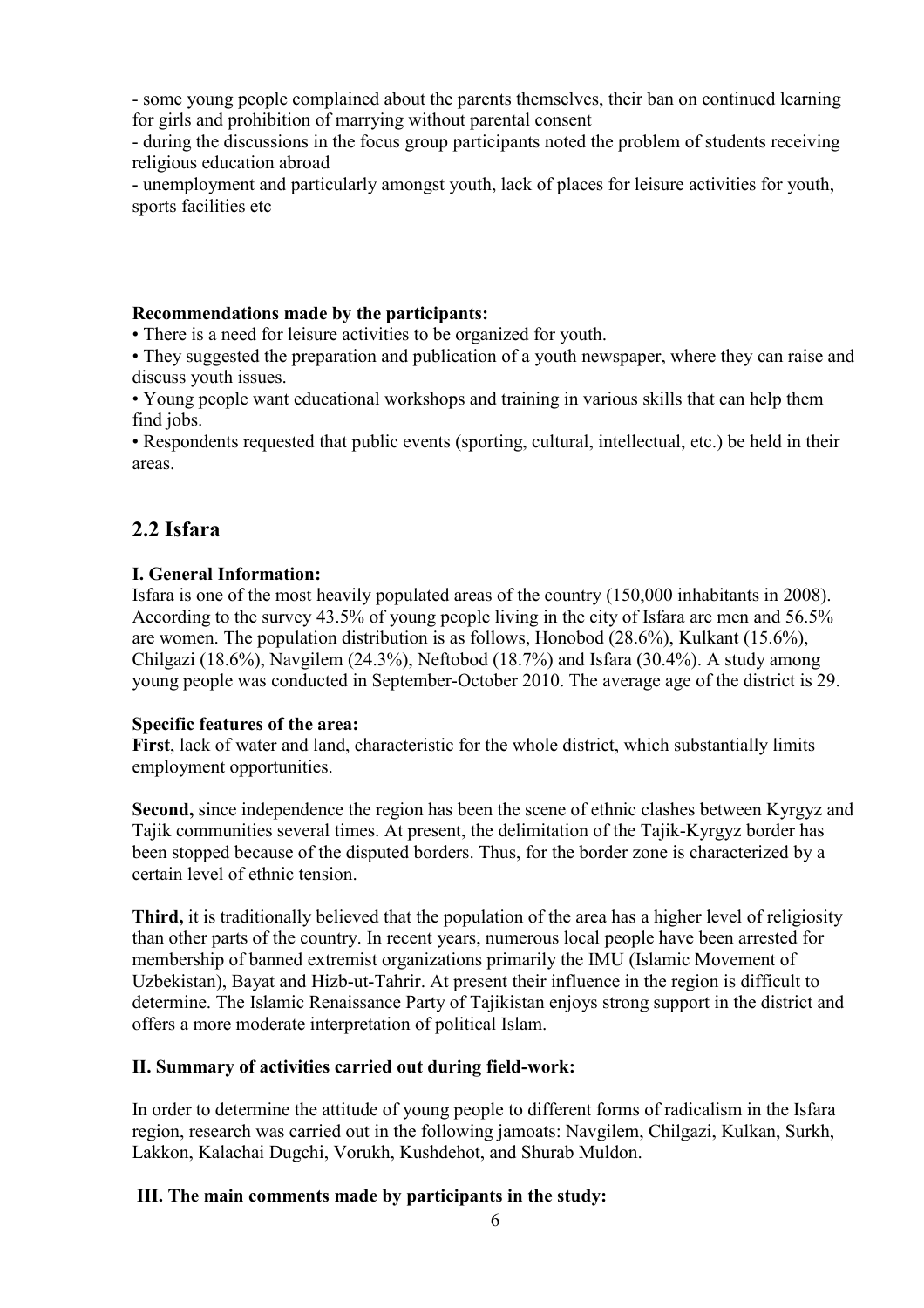- some young people complained about the parents themselves, their ban on continued learning for girls and prohibition of marrying without parental consent
- during the discussions in the focus group participants noted the problem of students receiving religious education abroad
- unemployment and particularly amongst youth, lack of places for leisure activities for youth, sports facilities etc

**Recommendations made by the participants:**

• There is a need for leisure activities to be organized for youth.

• They suggested the preparation and publication of a youth newspaper, where they can raise and discuss youth issues.

• Young people want educational workshops and training in various skills that can help them find jobs.

• Respondents requested that public events (sporting, cultural, intellectual, etc.) be held in their areas.

## 2.2 Isfara

**I. General Information:**

Isfara is one of the most heavily populated areas of the country (150,000 inhabitants in 2008). According to the survey 43.5% of young people living in the city of Isfara are men and 56.5% are women. The population distribution is as follows, Honobod (28.6%), Kulkant (15.6%), Chilgazi (18.6%), Navgilem (24.3%), Neftobod (18.7%) and Isfara (30.4%). A study among young people was conducted in September-October 2010. The average age of the district is 29.

**Specific features of the area:**

**First**, lack of water and land, characteristic for the whole district, which substantially limits employment opportunities.

**Second,** since independence the region has been the scene of ethnic clashes between Kyrgyz and Tajik communities several times. At present, the delimitation of the Tajik-Kyrgyz border has been stopped because of the disputed borders. Thus, for the border zone is characterized by a certain level of ethnic tension.

**Third,** it is traditionally believed that the population of the area has a higher level of religiosity than other parts of the country. In recent years, numerous local people have been arrested for membership of banned extremist organizations primarily the IMU (Islamic Movement of Uzbekistan), Bayat and Hizb-ut-Tahrir. At present their influence in the region is difficult to determine. The Islamic Renaissance Party of Tajikistan enjoys strong support in the district and offers a more moderate interpretation of political Islam.

**II. Summary of activities carried out during field-work:**

In order to determine the attitude of young people to different forms of radicalism in the Isfara region, research was carried out in the following jamoats: Navgilem, Chilgazi, Kulkan, Surkh, Lakkon, Kalachai Dugchi, Vorukh, Kushdehot, and Shurab Muldon.

**III. The main comments made by participants in the study:**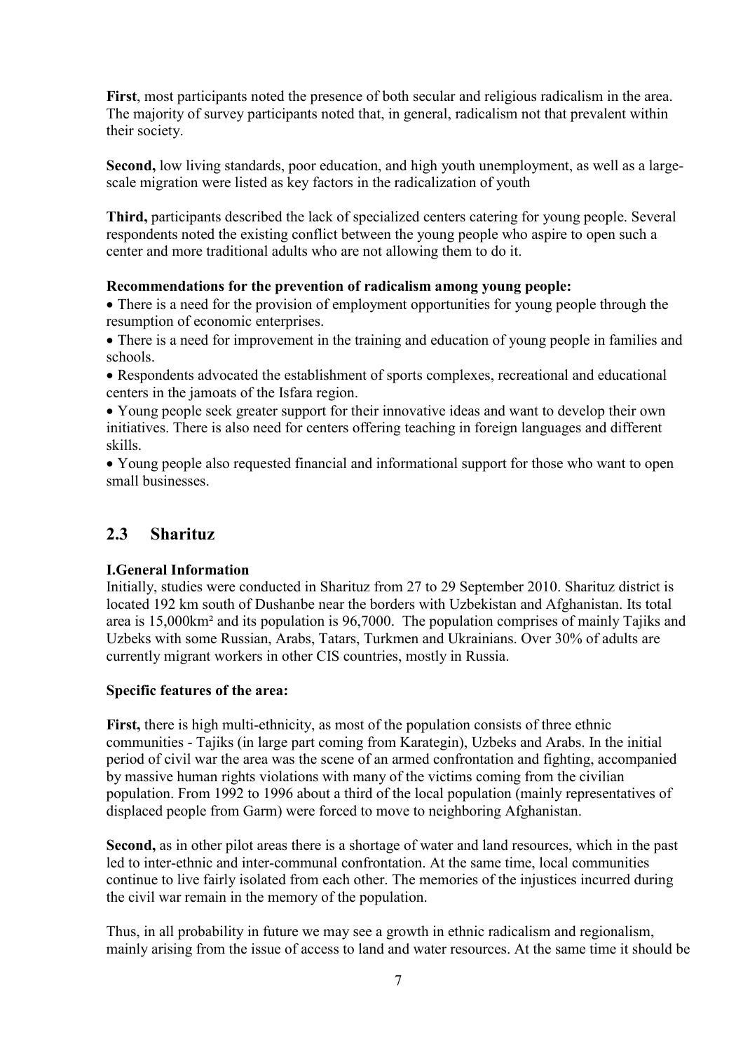**First**, most participants noted the presence of both secular and religious radicalism in the area. The majority of survey participants noted that, in general, radicalism not that prevalent within their society.

**Second,** low living standards, poor education, and high youth unemployment, as well as a large-scale migration were listed as key factors in the radicalization of youth

**Third,** participants described the lack of specialized centers catering for young people. Several respondents noted the existing conflict between the young people who aspire to open such a center and more traditional adults who are not allowing them to do it.

**Recommendations for the prevention of radicalism among young people:**

- There is a need for the provision of employment opportunities for young people through the resumption of economic enterprises.
- There is a need for improvement in the training and education of young people in families and schools.
- Respondents advocated the establishment of sports complexes, recreational and educational centers in the jamoats of the Isfara region.
- Young people seek greater support for their innovative ideas and want to develop their own initiatives. There is also need for centers offering teaching in foreign languages and different skills.
- Young people also requested financial and informational support for those who want to open small businesses.

## 2.3 Sharituz

**I.General Information**

Initially, studies were conducted in Sharituz from 27 to 29 September 2010. Sharituz district is located 192 km south of Dushanbe near the borders with Uzbekistan and Afghanistan. Its total area is 15,000km² and its population is 96,7000. The population comprises of mainly Tajiks and Uzbeks with some Russian, Arabs, Tatars, Turkmen and Ukrainians. Over 30% of adults are currently migrant workers in other CIS countries, mostly in Russia.

**Specific features of the area:**

**First,** there is high multi-ethnicity, as most of the population consists of three ethnic communities - Tajiks (in large part coming from Karategin), Uzbeks and Arabs. In the initial period of civil war the area was the scene of an armed confrontation and fighting, accompanied by massive human rights violations with many of the victims coming from the civilian population. From 1992 to 1996 about a third of the local population (mainly representatives of displaced people from Garm) were forced to move to neighboring Afghanistan.

**Second,** as in other pilot areas there is a shortage of water and land resources, which in the past led to inter-ethnic and inter-communal confrontation. At the same time, local communities continue to live fairly isolated from each other. The memories of the injustices incurred during the civil war remain in the memory of the population.

Thus, in all probability in future we may see a growth in ethnic radicalism and regionalism, mainly arising from the issue of access to land and water resources. At the same time it should be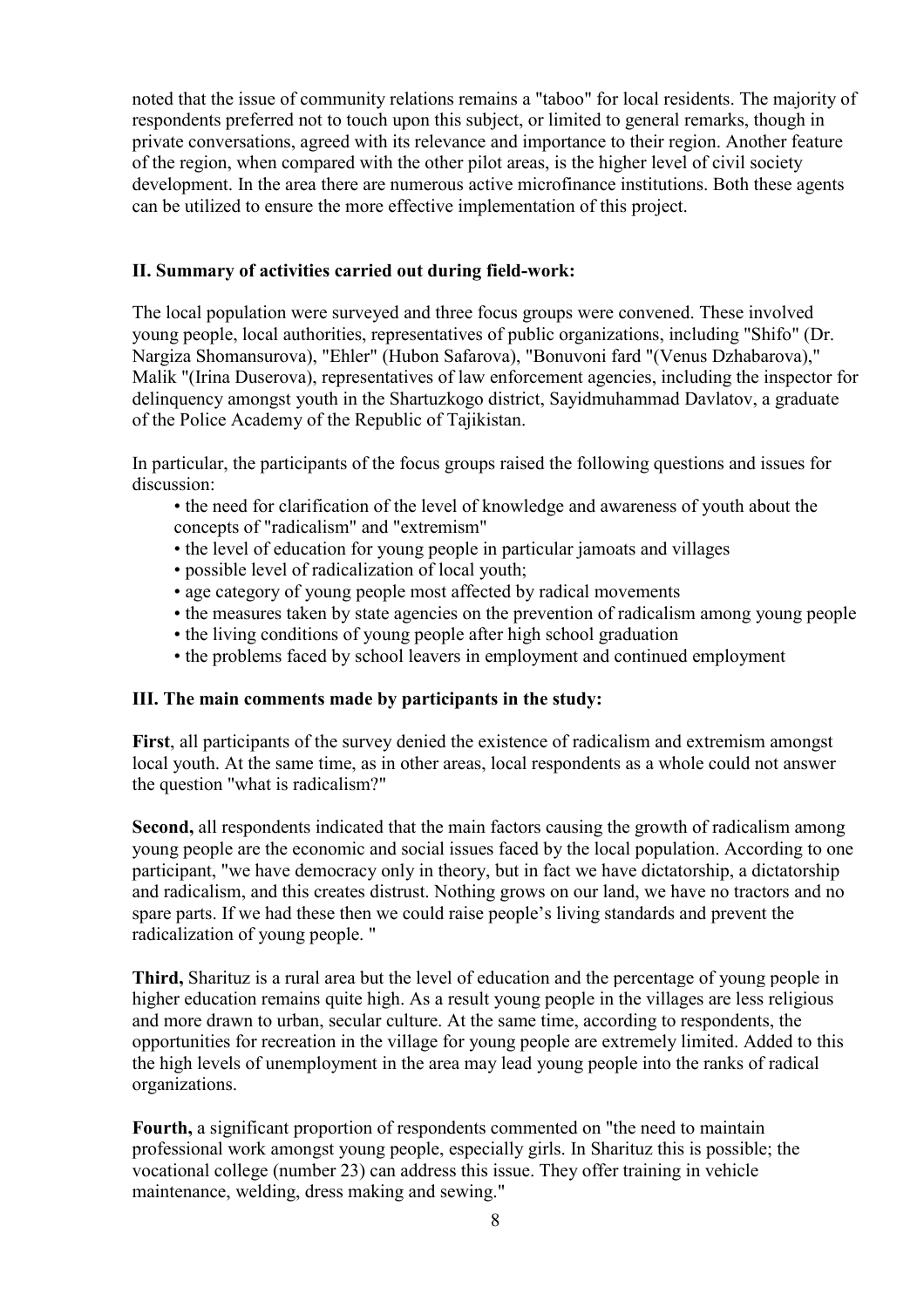noted that the issue of community relations remains a "taboo" for local residents. The majority of respondents preferred not to touch upon this subject, or limited to general remarks, though in private conversations, agreed with its relevance and importance to their region. Another feature of the region, when compared with the other pilot areas, is the higher level of civil society development. In the area there are numerous active microfinance institutions. Both these agents can be utilized to ensure the more effective implementation of this project.

## II. Summary of activities carried out during field-work:

The local population were surveyed and three focus groups were convened. These involved young people, local authorities, representatives of public organizations, including "Shifo" (Dr. Nargiza Shomansurova), "Ehler" (Hubon Safarova), "Bonuvoni fard "(Venus Dzhabarova)," Malik "(Irina Duserova), representatives of law enforcement agencies, including the inspector for delinquency amongst youth in the Shartuzkogo district, Sayidmuhammad Davlatov, a graduate of the Police Academy of the Republic of Tajikistan.

In particular, the participants of the focus groups raised the following questions and issues for discussion:

- the need for clarification of the level of knowledge and awareness of youth about the concepts of "radicalism" and "extremism"
- the level of education for young people in particular jamoats and villages
- possible level of radicalization of local youth;
- age category of young people most affected by radical movements
- the measures taken by state agencies on the prevention of radicalism among young people
- the living conditions of young people after high school graduation
- the problems faced by school leavers in employment and continued employment

## III. The main comments made by participants in the study:

**First**, all participants of the survey denied the existence of radicalism and extremism amongst local youth. At the same time, as in other areas, local respondents as a whole could not answer the question "what is radicalism?"

**Second,** all respondents indicated that the main factors causing the growth of radicalism among young people are the economic and social issues faced by the local population. According to one participant, "we have democracy only in theory, but in fact we have dictatorship, a dictatorship and radicalism, and this creates distrust. Nothing grows on our land, we have no tractors and no spare parts. If we had these then we could raise people's living standards and prevent the radicalization of young people. "

**Third,** Sharituz is a rural area but the level of education and the percentage of young people in higher education remains quite high. As a result young people in the villages are less religious and more drawn to urban, secular culture. At the same time, according to respondents, the opportunities for recreation in the village for young people are extremely limited. Added to this the high levels of unemployment in the area may lead young people into the ranks of radical organizations.

**Fourth,** a significant proportion of respondents commented on "the need to maintain professional work amongst young people, especially girls. In Sharituz this is possible; the vocational college (number 23) can address this issue. They offer training in vehicle maintenance, welding, dress making and sewing."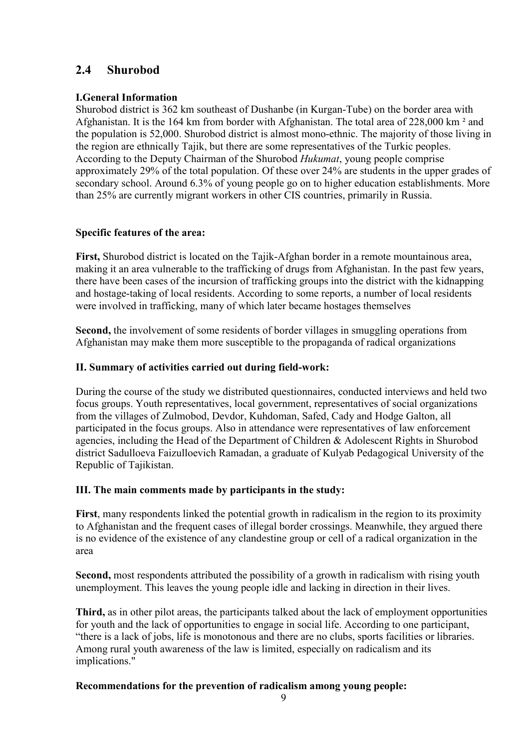## 2.4 Shurobod

**I.General Information**

Shurobod district is 362 km southeast of Dushanbe (in Kurgan-Tube) on the border area with Afghanistan. It is the 164 km from border with Afghanistan. The total area of 228,000 km ² and the population is 52,000. Shurobod district is almost mono-ethnic. The majority of those living in the region are ethnically Tajik, but there are some representatives of the Turkic peoples. According to the Deputy Chairman of the Shurobod *Hukumat*, young people comprise approximately 29% of the total population. Of these over 24% are students in the upper grades of secondary school. Around 6.3% of young people go on to higher education establishments. More than 25% are currently migrant workers in other CIS countries, primarily in Russia.

**Specific features of the area:**

**First,** Shurobod district is located on the Tajik-Afghan border in a remote mountainous area, making it an area vulnerable to the trafficking of drugs from Afghanistan. In the past few years, there have been cases of the incursion of trafficking groups into the district with the kidnapping and hostage-taking of local residents. According to some reports, a number of local residents were involved in trafficking, many of which later became hostages themselves

**Second,** the involvement of some residents of border villages in smuggling operations from Afghanistan may make them more susceptible to the propaganda of radical organizations

**II. Summary of activities carried out during field-work:**

During the course of the study we distributed questionnaires, conducted interviews and held two focus groups. Youth representatives, local government, representatives of social organizations from the villages of Zulmobod, Devdor, Kuhdoman, Safed, Cady and Hodge Galton, all participated in the focus groups. Also in attendance were representatives of law enforcement agencies, including the Head of the Department of Children & Adolescent Rights in Shurobod district Sadulloeva Faizulloevich Ramadan, a graduate of Kulyab Pedagogical University of the Republic of Tajikistan.

**III. The main comments made by participants in the study:**

**First**, many respondents linked the potential growth in radicalism in the region to its proximity to Afghanistan and the frequent cases of illegal border crossings. Meanwhile, they argued there is no evidence of the existence of any clandestine group or cell of a radical organization in the area

**Second,** most respondents attributed the possibility of a growth in radicalism with rising youth unemployment. This leaves the young people idle and lacking in direction in their lives.

**Third,** as in other pilot areas, the participants talked about the lack of employment opportunities for youth and the lack of opportunities to engage in social life. According to one participant, "there is a lack of jobs, life is monotonous and there are no clubs, sports facilities or libraries. Among rural youth awareness of the law is limited, especially on radicalism and its implications."

**Recommendations for the prevention of radicalism among young people:**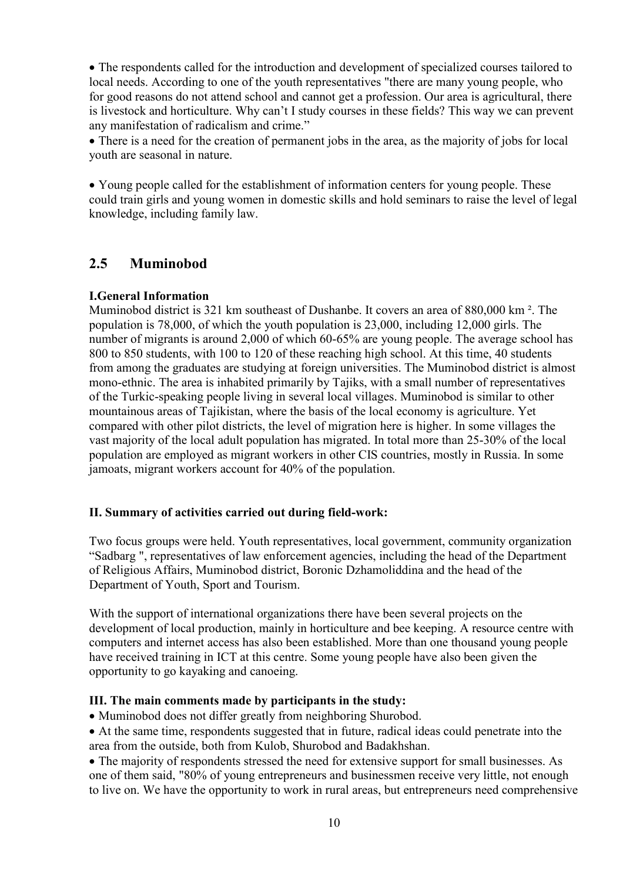- The respondents called for the introduction and development of specialized courses tailored to local needs. According to one of the youth representatives "there are many young people, who for good reasons do not attend school and cannot get a profession. Our area is agricultural, there is livestock and horticulture. Why can't I study courses in these fields? This way we can prevent any manifestation of radicalism and crime."
- There is a need for the creation of permanent jobs in the area, as the majority of jobs for local youth are seasonal in nature.

- Young people called for the establishment of information centers for young people. These could train girls and young women in domestic skills and hold seminars to raise the level of legal knowledge, including family law.

## 2.5 Muminobod

**I.General Information**

Muminobod district is 321 km southeast of Dushanbe. It covers an area of 880,000 km ². The population is 78,000, of which the youth population is 23,000, including 12,000 girls. The number of migrants is around 2,000 of which 60-65% are young people. The average school has 800 to 850 students, with 100 to 120 of these reaching high school. At this time, 40 students from among the graduates are studying at foreign universities. The Muminobod district is almost mono-ethnic. The area is inhabited primarily by Tajiks, with a small number of representatives of the Turkic-speaking people living in several local villages. Muminobod is similar to other mountainous areas of Tajikistan, where the basis of the local economy is agriculture. Yet compared with other pilot districts, the level of migration here is higher. In some villages the vast majority of the local adult population has migrated. In total more than 25-30% of the local population are employed as migrant workers in other CIS countries, mostly in Russia. In some jamoats, migrant workers account for 40% of the population.

**II. Summary of activities carried out during field-work:**

Two focus groups were held. Youth representatives, local government, community organization "Sadbarg ", representatives of law enforcement agencies, including the head of the Department of Religious Affairs, Muminobod district, Boronic Dzhamoliddina and the head of the Department of Youth, Sport and Tourism.

With the support of international organizations there have been several projects on the development of local production, mainly in horticulture and bee keeping. A resource centre with computers and internet access has also been established. More than one thousand young people have received training in ICT at this centre. Some young people have also been given the opportunity to go kayaking and canoeing.

**III. The main comments made by participants in the study:**

- Muminobod does not differ greatly from neighboring Shurobod.
- At the same time, respondents suggested that in future, radical ideas could penetrate into the area from the outside, both from Kulob, Shurobod and Badakhshan.
- The majority of respondents stressed the need for extensive support for small businesses. As one of them said, "80% of young entrepreneurs and businessmen receive very little, not enough to live on. We have the opportunity to work in rural areas, but entrepreneurs need comprehensive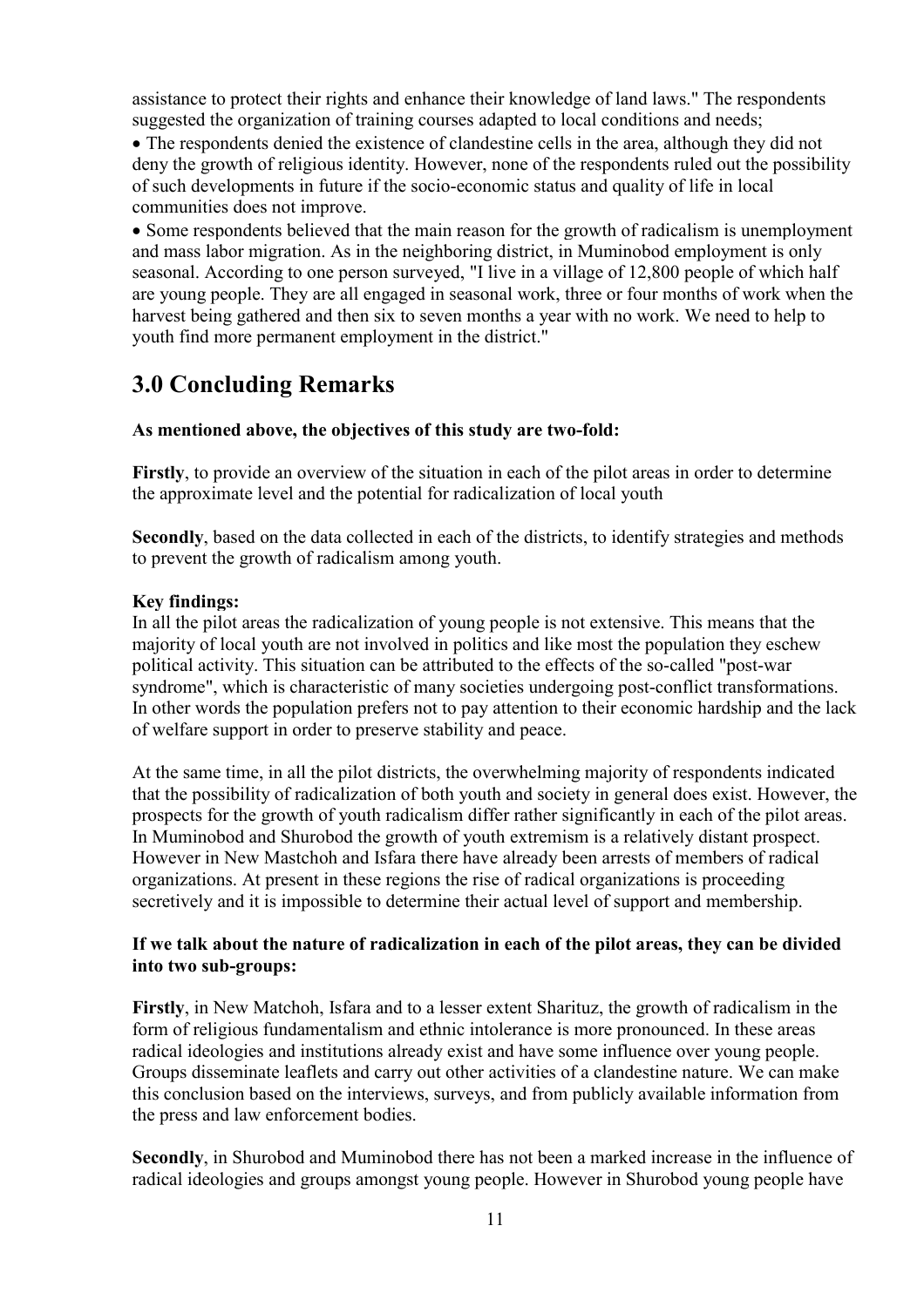assistance to protect their rights and enhance their knowledge of land laws." The respondents suggested the organization of training courses adapted to local conditions and needs;

- The respondents denied the existence of clandestine cells in the area, although they did not deny the growth of religious identity. However, none of the respondents ruled out the possibility of such developments in future if the socio-economic status and quality of life in local communities does not improve.
- Some respondents believed that the main reason for the growth of radicalism is unemployment and mass labor migration. As in the neighboring district, in Muminobod employment is only seasonal. According to one person surveyed, "I live in a village of 12,800 people of which half are young people. They are all engaged in seasonal work, three or four months of work when the harvest being gathered and then six to seven months a year with no work. We need to help to youth find more permanent employment in the district."

## 3.0 Concluding Remarks

**As mentioned above, the objectives of this study are two-fold:**

**Firstly**, to provide an overview of the situation in each of the pilot areas in order to determine the approximate level and the potential for radicalization of local youth

**Secondly**, based on the data collected in each of the districts, to identify strategies and methods to prevent the growth of radicalism among youth.

**Key findings:**
In all the pilot areas the radicalization of young people is not extensive. This means that the majority of local youth are not involved in politics and like most the population they eschew political activity. This situation can be attributed to the effects of the so-called "post-war syndrome", which is characteristic of many societies undergoing post-conflict transformations. In other words the population prefers not to pay attention to their economic hardship and the lack of welfare support in order to preserve stability and peace.

At the same time, in all the pilot districts, the overwhelming majority of respondents indicated that the possibility of radicalization of both youth and society in general does exist. However, the prospects for the growth of youth radicalism differ rather significantly in each of the pilot areas. In Muminobod and Shurobod the growth of youth extremism is a relatively distant prospect. However in New Mastchoh and Isfara there have already been arrests of members of radical organizations. At present in these regions the rise of radical organizations is proceeding secretively and it is impossible to determine their actual level of support and membership.

**If we talk about the nature of radicalization in each of the pilot areas, they can be divided into two sub-groups:**

**Firstly**, in New Matchoh, Isfara and to a lesser extent Sharituz, the growth of radicalism in the form of religious fundamentalism and ethnic intolerance is more pronounced. In these areas radical ideologies and institutions already exist and have some influence over young people. Groups disseminate leaflets and carry out other activities of a clandestine nature. We can make this conclusion based on the interviews, surveys, and from publicly available information from the press and law enforcement bodies.

**Secondly**, in Shurobod and Muminobod there has not been a marked increase in the influence of radical ideologies and groups amongst young people. However in Shurobod young people have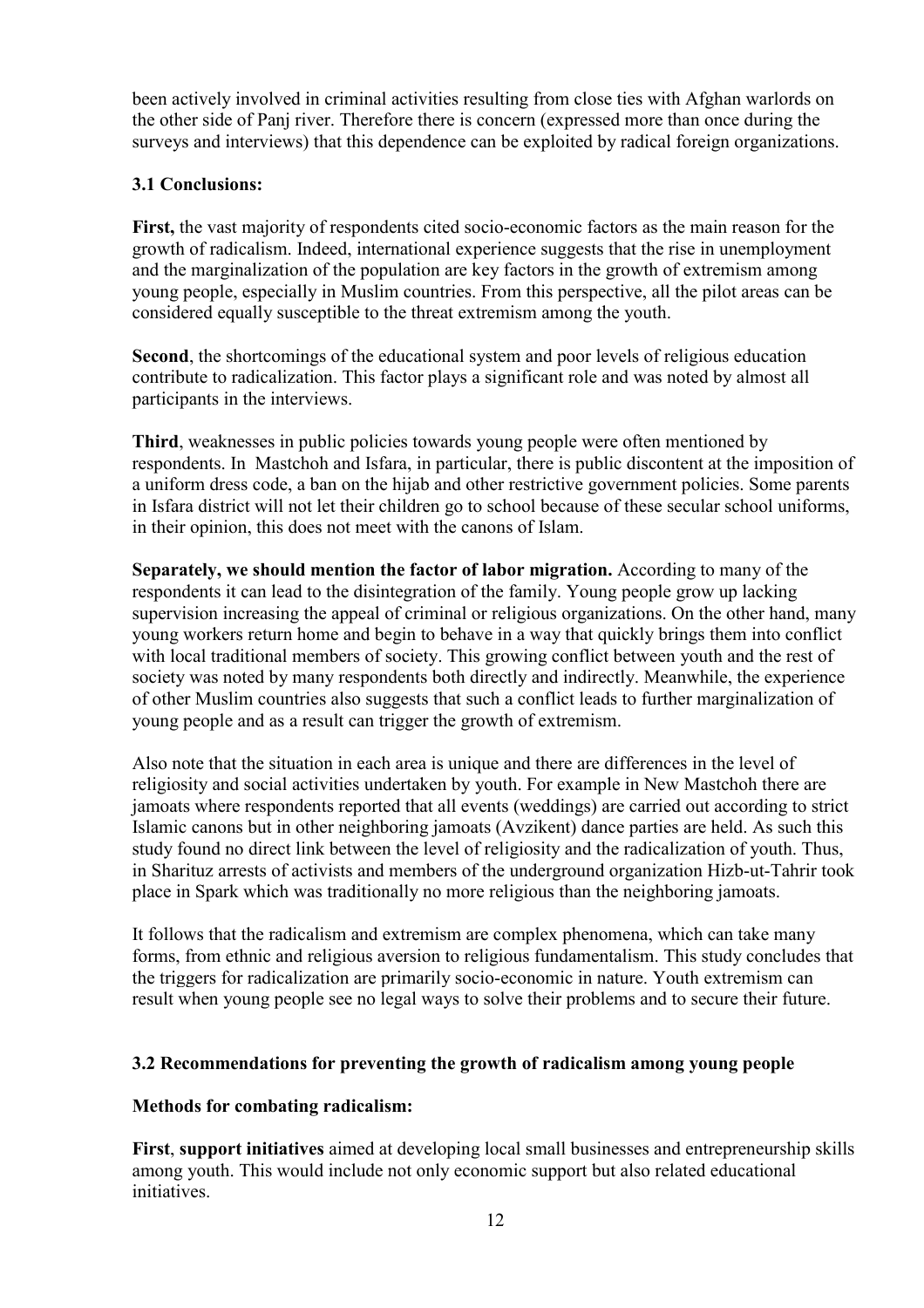been actively involved in criminal activities resulting from close ties with Afghan warlords on the other side of Panj river. Therefore there is concern (expressed more than once during the surveys and interviews) that this dependence can be exploited by radical foreign organizations.

### 3.1 Conclusions:

**First,** the vast majority of respondents cited socio-economic factors as the main reason for the growth of radicalism. Indeed, international experience suggests that the rise in unemployment and the marginalization of the population are key factors in the growth of extremism among young people, especially in Muslim countries. From this perspective, all the pilot areas can be considered equally susceptible to the threat extremism among the youth.

**Second**, the shortcomings of the educational system and poor levels of religious education contribute to radicalization. This factor plays a significant role and was noted by almost all participants in the interviews.

**Third**, weaknesses in public policies towards young people were often mentioned by respondents. In Mastchoh and Isfara, in particular, there is public discontent at the imposition of a uniform dress code, a ban on the hijab and other restrictive government policies. Some parents in Isfara district will not let their children go to school because of these secular school uniforms, in their opinion, this does not meet with the canons of Islam.

**Separately, we should mention the factor of labor migration.** According to many of the respondents it can lead to the disintegration of the family. Young people grow up lacking supervision increasing the appeal of criminal or religious organizations. On the other hand, many young workers return home and begin to behave in a way that quickly brings them into conflict with local traditional members of society. This growing conflict between youth and the rest of society was noted by many respondents both directly and indirectly. Meanwhile, the experience of other Muslim countries also suggests that such a conflict leads to further marginalization of young people and as a result can trigger the growth of extremism.

Also note that the situation in each area is unique and there are differences in the level of religiosity and social activities undertaken by youth. For example in New Mastchoh there are jamoats where respondents reported that all events (weddings) are carried out according to strict Islamic canons but in other neighboring jamoats (Avzikent) dance parties are held. As such this study found no direct link between the level of religiosity and the radicalization of youth. Thus, in Shari­tuz arrests of activists and members of the underground organization Hizb-ut-Tahrir took place in Spark which was traditionally no more religious than the neighboring jamoats.

It follows that the radicalism and extremism are complex phenomena, which can take many forms, from ethnic and religious aversion to religious fundamentalism. This study concludes that the triggers for radicalization are primarily socio-economic in nature. Youth extremism can result when young people see no legal ways to solve their problems and to secure their future.

### 3.2 Recommendations for preventing the growth of radicalism among young people

**Methods for combating radicalism:**

**First**, **support initiatives** aimed at developing local small businesses and entrepreneurship skills among youth. This would include not only economic support but also related educational initiatives.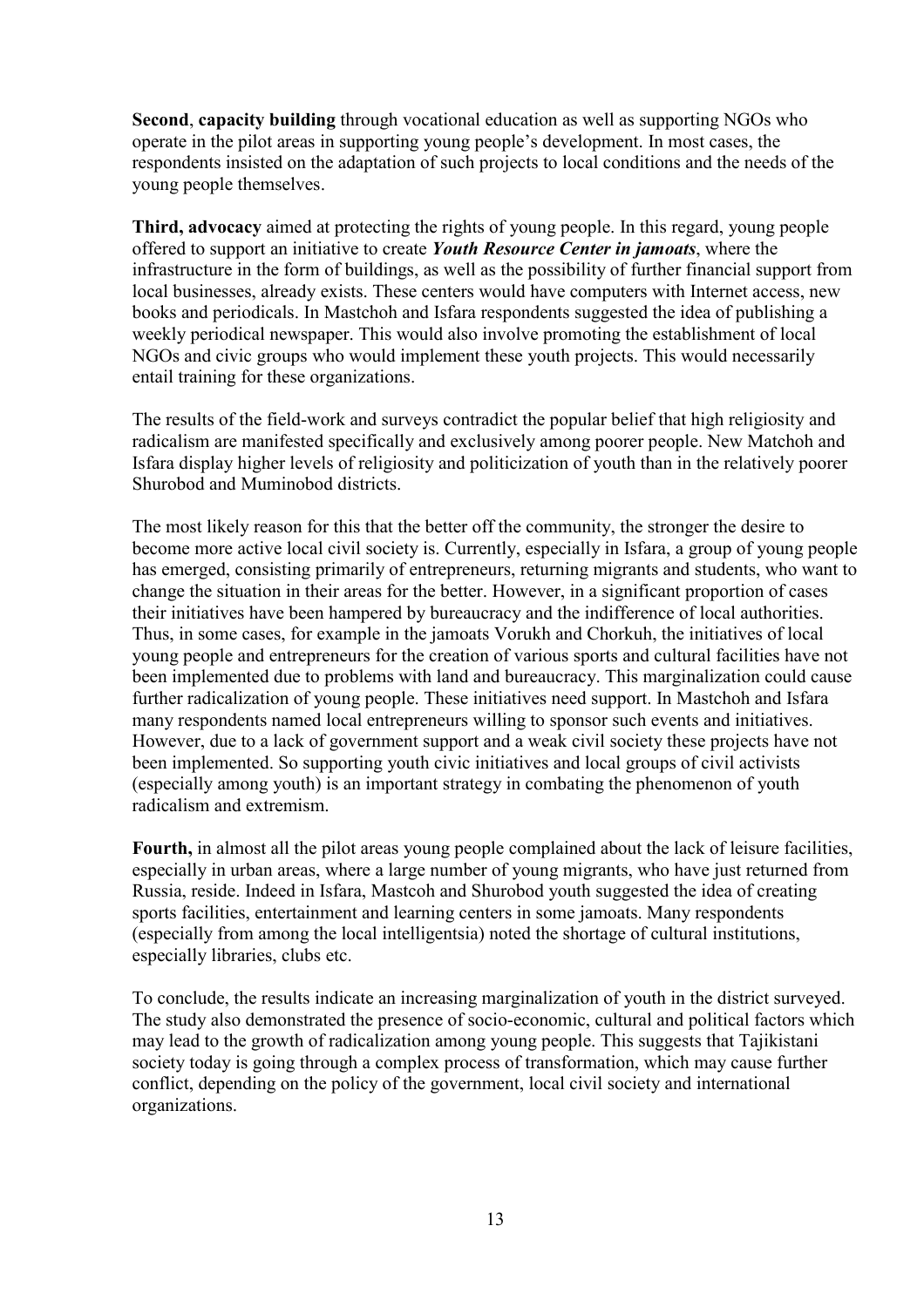**Second**, **capacity building** through vocational education as well as supporting NGOs who operate in the pilot areas in supporting young people's development. In most cases, the respondents insisted on the adaptation of such projects to local conditions and the needs of the young people themselves.

**Third, advocacy** aimed at protecting the rights of young people. In this regard, young people offered to support an initiative to create ***Youth Resource Center in jamoats***, where the infrastructure in the form of buildings, as well as the possibility of further financial support from local businesses, already exists. These centers would have computers with Internet access, new books and periodicals. In Mastchoh and Isfara respondents suggested the idea of publishing a weekly periodical newspaper. This would also involve promoting the establishment of local NGOs and civic groups who would implement these youth projects. This would necessarily entail training for these organizations.

The results of the field-work and surveys contradict the popular belief that high religiosity and radicalism are manifested specifically and exclusively among poorer people. New Matchoh and Isfara display higher levels of religiosity and politicization of youth than in the relatively poorer Shurobod and Muminobod districts.

The most likely reason for this that the better off the community, the stronger the desire to become more active local civil society is. Currently, especially in Isfara, a group of young people has emerged, consisting primarily of entrepreneurs, returning migrants and students, who want to change the situation in their areas for the better. However, in a significant proportion of cases their initiatives have been hampered by bureaucracy and the indifference of local authorities. Thus, in some cases, for example in the jamoats Vorukh and Chorkuh, the initiatives of local young people and entrepreneurs for the creation of various sports and cultural facilities have not been implemented due to problems with land and bureaucracy. This marginalization could cause further radicalization of young people. These initiatives need support. In Mastchoh and Isfara many respondents named local entrepreneurs willing to sponsor such events and initiatives. However, due to a lack of government support and a weak civil society these projects have not been implemented. So supporting youth civic initiatives and local groups of civil activists (especially among youth) is an important strategy in combating the phenomenon of youth radicalism and extremism.

**Fourth,** in almost all the pilot areas young people complained about the lack of leisure facilities, especially in urban areas, where a large number of young migrants, who have just returned from Russia, reside. Indeed in Isfara, Mastcoh and Shurobod youth suggested the idea of creating sports facilities, entertainment and learning centers in some jamoats. Many respondents (especially from among the local intelligentsia) noted the shortage of cultural institutions, especially libraries, clubs etc.

To conclude, the results indicate an increasing marginalization of youth in the district surveyed. The study also demonstrated the presence of socio-economic, cultural and political factors which may lead to the growth of radicalization among young people. This suggests that Tajikistani society today is going through a complex process of transformation, which may cause further conflict, depending on the policy of the government, local civil society and international organizations.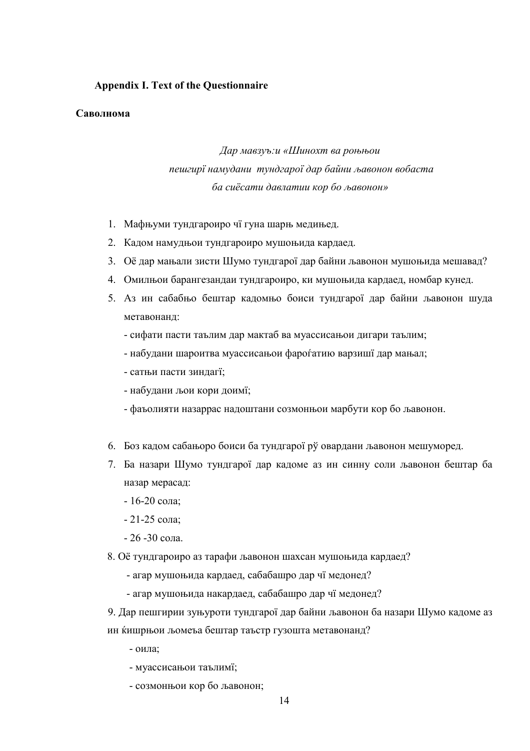**Appendix I. Text of the Questionnaire**

**Саволнома**

*Дар мавзуъ:и «Шинохт ва роњњои*
*пешгирї намудани тундгарої дар байни љавонон вобаста*
*ба сиёсати давлатии кор бо љавонон»*

1. Мафњуми тундгароиро чї гуна шарњ медињед.
2. Кадом намудњои тундгароиро мушоњида кардаед.
3. Оё дар мањали зисти Шумо тундгарої дар байни љавонон мушоњида мешавад?
4. Омилњои барангезандаи тундгароиро, ки мушоњида кардаед, номбар кунед.
5. Аз ин сабабњо бештар кадомњо боиси тундгарої дар байни љавонон шуда метавонанд:
   - сифати пасти таълим дар мактаб ва муассисањои дигари таълим;
   - набудани шароитва муассисањои фароѓатию варзишї дар мањал;
   - сатњи пасти зиндагї;
   - набудани љои кори доимї;
   - фаъолияти назаррас надоштани созмонњои марбути кор бо љавонон.

6. Боз кадом сабањоро боиси ба тундгарої рў овардани љавонон мешуморед.
7. Ба назари Шумо тундгарої дар кадоме аз ин синну соли љавонон бештар ба назар мерасад:
   - 16-20 сола;
   - 21-25 сола;
   - 26 -30 сола.

8. Оё тундгароиро аз тарафи љавонон шахсан мушоњида кардаед?
   - агар мушоњида кардаед, сабабашро дар чї медонед?
   - агар мушоњида накардаед, сабабашро дар чї медонед?

9. Дар пешгирии зуњуроти тундгарої дар байни љавонон ба назари Шумо кадоме аз ин ќишрњои љомеъа бештар таъстр гузошта метавонанд?
   - оила;
   - муассисањои таълимї;
   - созмонњои кор бо љавонон;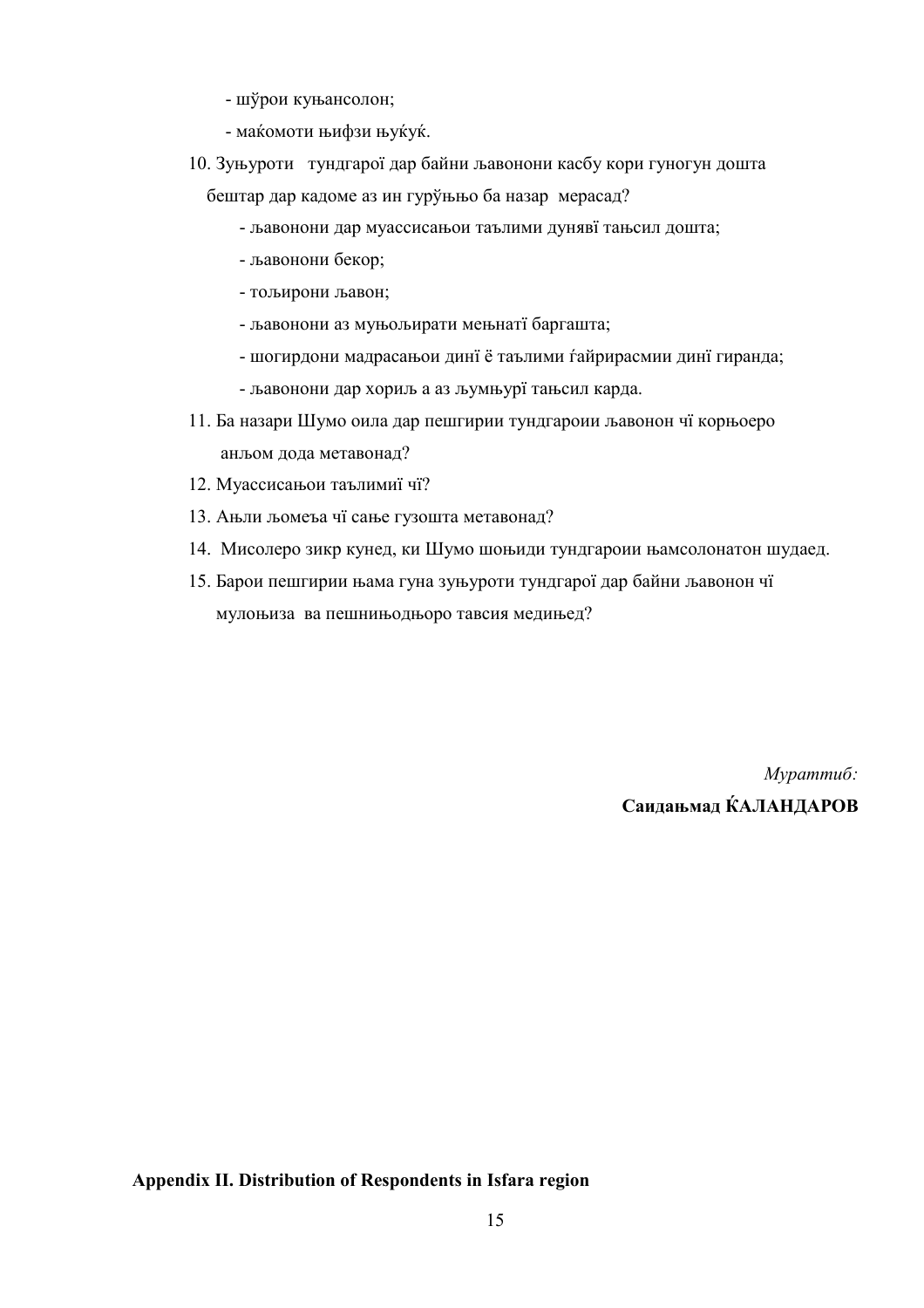- шўрои куњансолон;
- маќомоти њифзи њуќуќ.

10. Зуњуроти тундгарої дар байни љавонони касбу кори гуногун дошта бештар дар кадоме аз ин гурўњњо ба назар мерасад?
    - љавонони дар муассисањои таълими дунявї тањсил дошта;
    - љавонони бекор;
    - толибони љавон;
    - љавонони аз муњољирати мењнатї баргашта;
    - шогирдони мадрасањои динї ё таълими ѓайрирасмии динї гиранда;
    - љавонони дар хориљ а аз љумњурї тањсил карда.
11. Ба назари Шумо оила дар пешгирии тундгароии љавонон чї корњоеро анљом дода метавонад?
12. Муассисањои таълимиї чї?
13. Ањли љомеъа чї сање гузошта метавонад?
14. Мисолеро зикр кунед, ки Шумо шоњиди тундгароии њамсолонатон шудаед.
15. Барои пешгирии њама гуна зуњуроти тундгарої дар байни љавонон чї мулоњиза ва пешнињодњоро тавсия медињед?

*Мураттиб:*

**Саидањмад ЌАЛАНДАРОВ**

**Appendix II. Distribution of Respondents in Isfara region**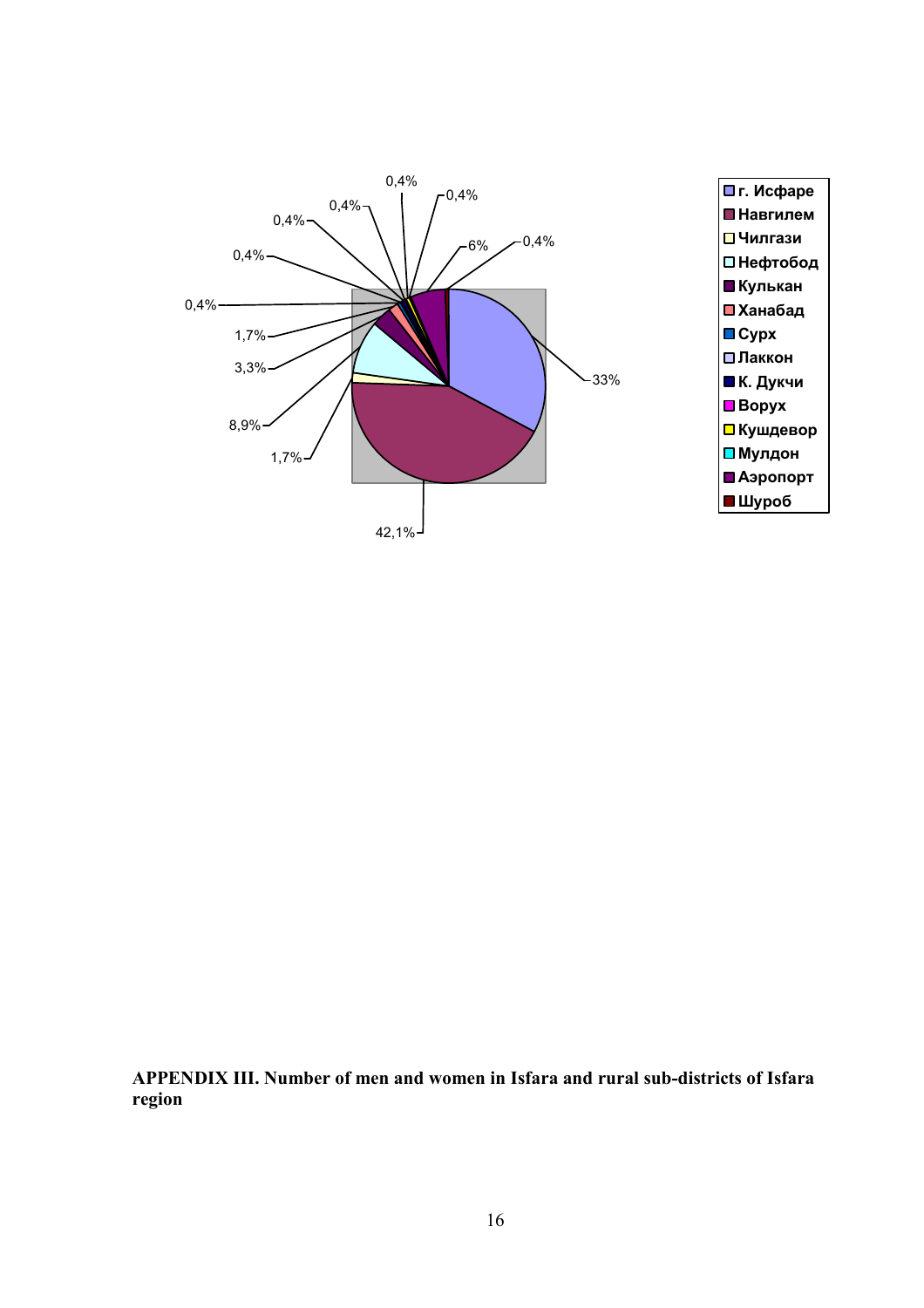0,4%

0,4%

0,4%

0,4%

6%

0,4%

0,4%

0,4%

1,7%

3,3%

33%

8,9%

1,7%

42,1%

- г. Исфаре
- Навгилем
- Чилгази
- Нефтобод
- Кулькан
- Ханабад
- Сурх
- Лаккон
- К. Дукчи
- Ворух
- Кушдевор
- Мулдон
- Аэропорт
- Шуроб

**APPENDIX III. Number of men and women in Isfara and rural sub-districts of Isfara region**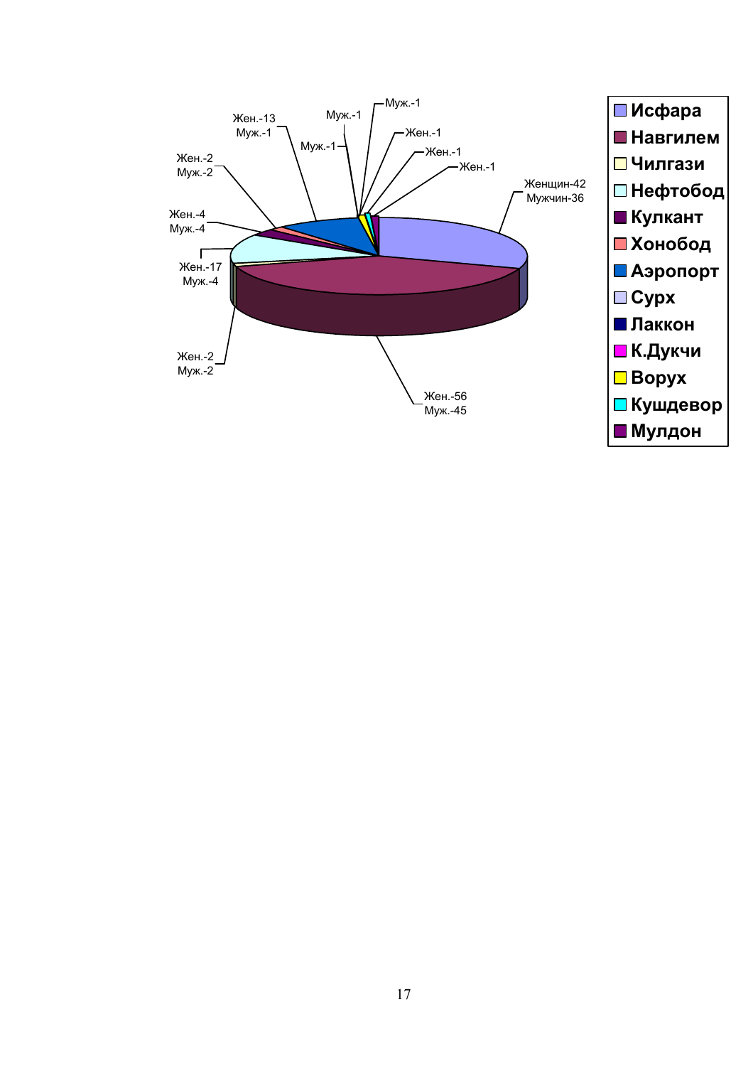Жен.-13
Муж.-1

Муж.-1

Муж.-1

Муж.-1

Жен.-1

Жен.-1

Жен.-1

Жен.-2
Муж.-2

Женщин-42
Мужчин-36

Жен.-4
Муж.-4

Жен.-17
Муж.-4

Жен.-2
Муж.-2

Жен.-56
Муж.-45

- Исфара
- Навгилем
- Чилгази
- Нефтобод
- Кулкант
- Хонобод
- Аэропорт
- Сурх
- Лаккон
- К.Дукчи
- Ворух
- Кушдевор
- Мулдон